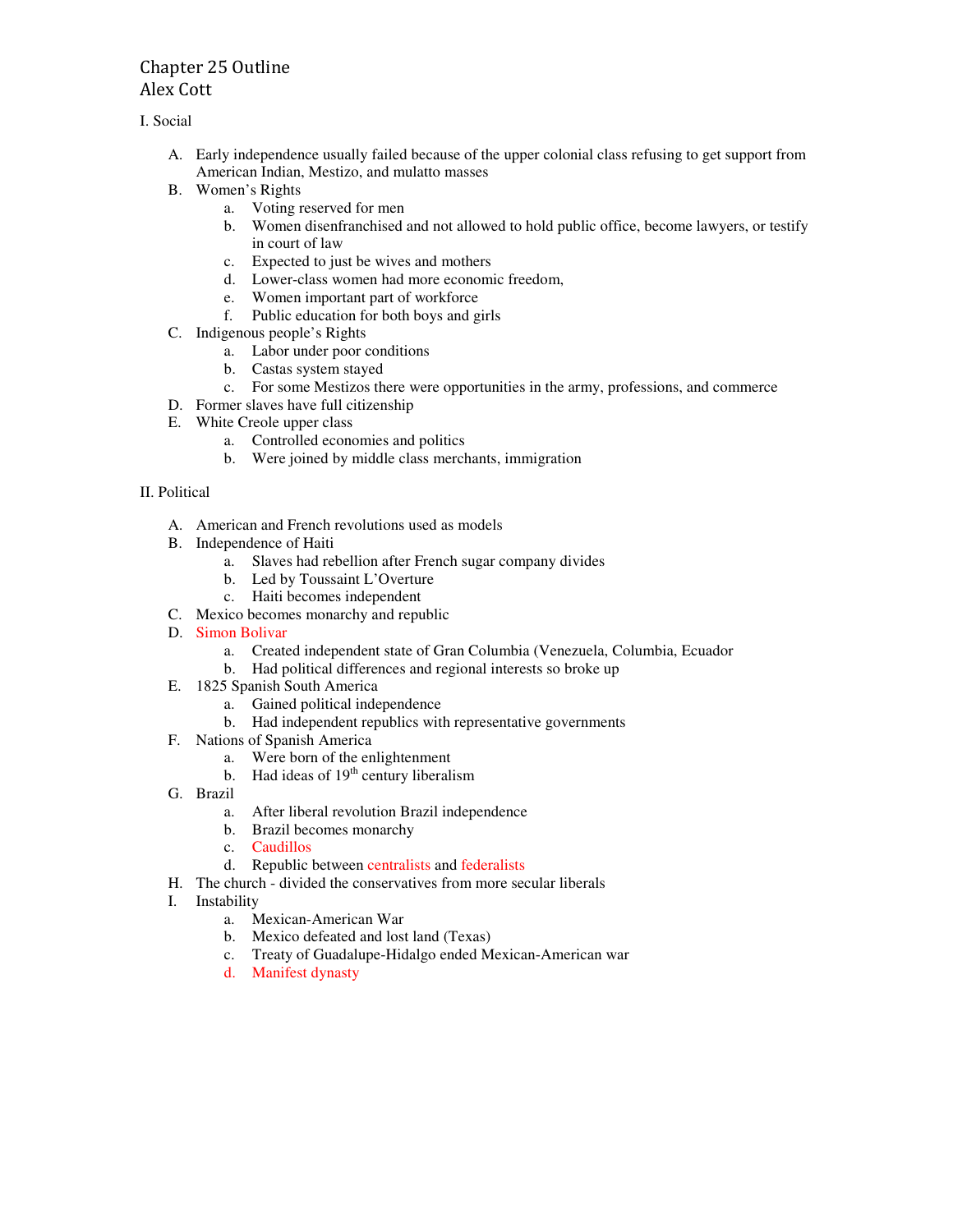# Chapter 25 Outline
## Alex Cott

I. Social

A. Early independence usually failed because of the upper colonial class refusing to get support from American Indian, Mestizo, and mulatto masses

B. Women's Rights
   a. Voting reserved for men
   b. Women disenfranchised and not allowed to hold public office, become lawyers, or testify in court of law
   c. Expected to just be wives and mothers
   d. Lower-class women had more economic freedom,
   e. Women important part of workforce
   f. Public education for both boys and girls

C. Indigenous people's Rights
   a. Labor under poor conditions
   b. Castas system stayed
   c. For some Mestizos there were opportunities in the army, professions, and commerce

D. Former slaves have full citizenship

E. White Creole upper class
   a. Controlled economies and politics
   b. Were joined by middle class merchants, immigration

II. Political

A. American and French revolutions used as models

B. Independence of Haiti
   a. Slaves had rebellion after French sugar company divides
   b. Led by Toussaint L'Overture
   c. Haiti becomes independent

C. Mexico becomes monarchy and republic

D. Simon Bolivar
   a. Created independent state of Gran Columbia (Venezuela, Columbia, Ecuador
   b. Had political differences and regional interests so broke up

E. 1825 Spanish South America
   a. Gained political independence
   b. Had independent republics with representative governments

F. Nations of Spanish America
   a. Were born of the enlightenment
   b. Had ideas of 19th century liberalism

G. Brazil
   a. After liberal revolution Brazil independence
   b. Brazil becomes monarchy
   c. Caudillos
   d. Republic between centralists and federalists

H. The church - divided the conservatives from more secular liberals

I. Instability
   a. Mexican-American War
   b. Mexico defeated and lost land (Texas)
   c. Treaty of Guadalupe-Hidalgo ended Mexican-American war
   d. Manifest dynasty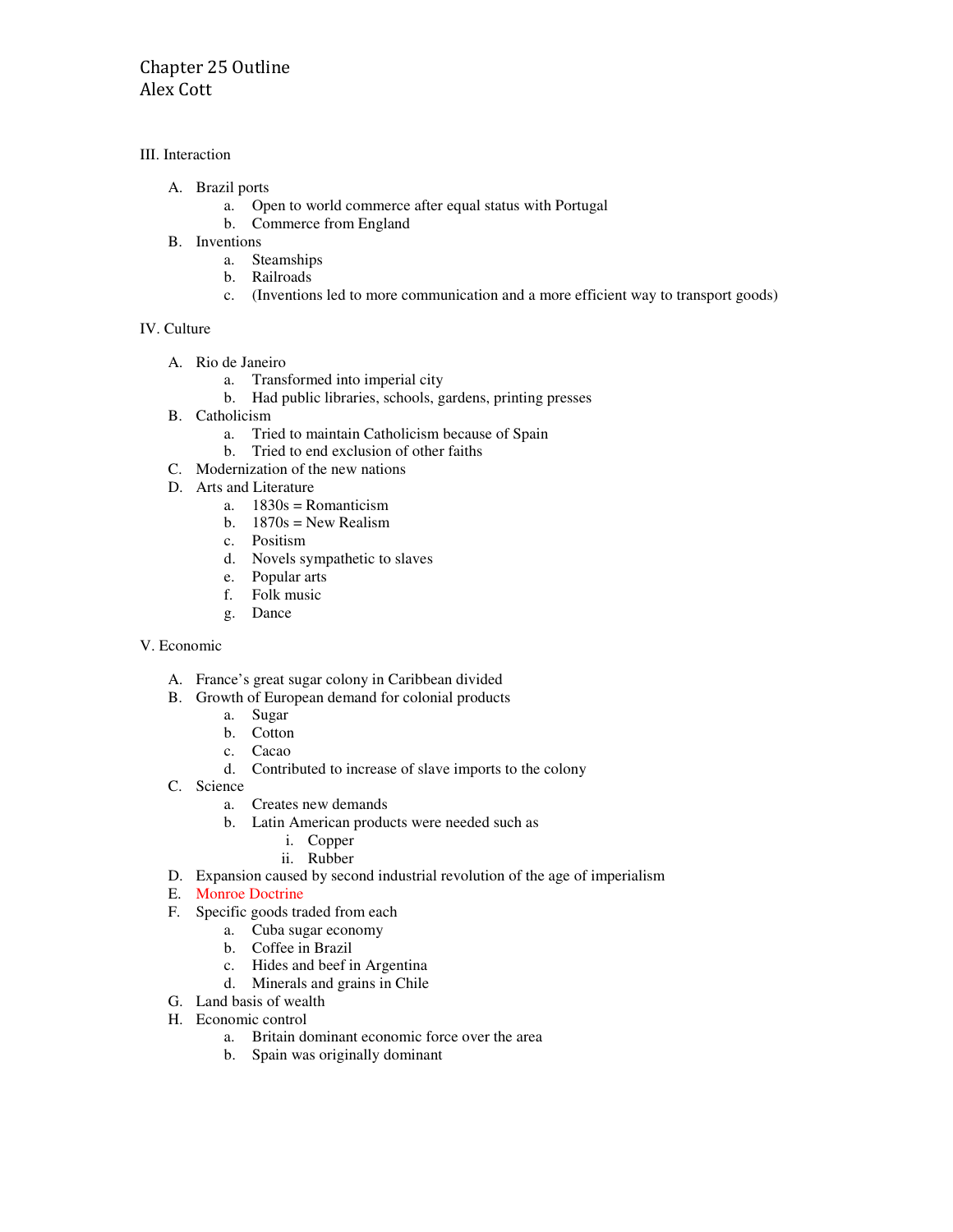Chapter 25 Outline
Alex Cott

III. Interaction

- A. Brazil ports
  - a. Open to world commerce after equal status with Portugal
  - b. Commerce from England
- B. Inventions
  - a. Steamships
  - b. Railroads
  - c. (Inventions led to more communication and a more efficient way to transport goods)

IV. Culture

- A. Rio de Janeiro
  - a. Transformed into imperial city
  - b. Had public libraries, schools, gardens, printing presses
- B. Catholicism
  - a. Tried to maintain Catholicism because of Spain
  - b. Tried to end exclusion of other faiths
- C. Modernization of the new nations
- D. Arts and Literature
  - a. 1830s = Romanticism
  - b. 1870s = New Realism
  - c. Positism
  - d. Novels sympathetic to slaves
  - e. Popular arts
  - f. Folk music
  - g. Dance

V. Economic

- A. France's great sugar colony in Caribbean divided
- B. Growth of European demand for colonial products
  - a. Sugar
  - b. Cotton
  - c. Cacao
  - d. Contributed to increase of slave imports to the colony
- C. Science
  - a. Creates new demands
  - b. Latin American products were needed such as
    - i. Copper
    - ii. Rubber
- D. Expansion caused by second industrial revolution of the age of imperialism
- E. Monroe Doctrine
- F. Specific goods traded from each
  - a. Cuba sugar economy
  - b. Coffee in Brazil
  - c. Hides and beef in Argentina
  - d. Minerals and grains in Chile
- G. Land basis of wealth
- H. Economic control
  - a. Britain dominant economic force over the area
  - b. Spain was originally dominant